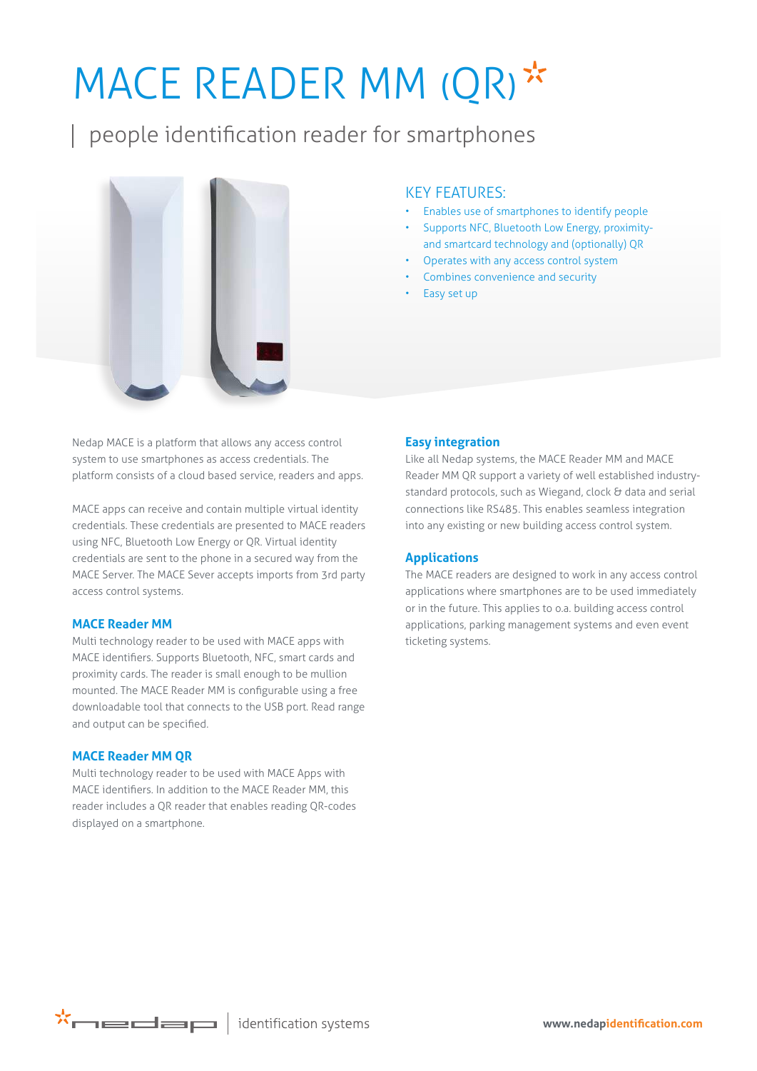# MACE READER MM (QR)

## people identification reader for smartphones

### KEY FEATURES:

- Enables use of smartphones to identify people
- Supports NFC, Bluetooth Low Energy, proximity- and smartcard technology and (optionally) QR
- Operates with any access control system
- Combines convenience and security
- Easy set up

Nedap MACE is a platform that allows any access control system to use smartphones as access credentials. The platform consists of a cloud based service, readers and apps.

MACE apps can receive and contain multiple virtual identity credentials. These credentials are presented to MACE readers using NFC, Bluetooth Low Energy or QR. Virtual identity credentials are sent to the phone in a secured way from the MACE Server. The MACE Sever accepts imports from 3rd party access control systems.

### MACE Reader MM

Multi technology reader to be used with MACE apps with MACE identifiers. Supports Bluetooth, NFC, smart cards and proximity cards. The reader is small enough to be mullion mounted. The MACE Reader MM is configurable using a free downloadable tool that connects to the USB port. Read range and output can be specified.

### MACE Reader MM QR

Multi technology reader to be used with MACE Apps with MACE identifiers. In addition to the MACE Reader MM, this reader includes a QR reader that enables reading QR-codes displayed on a smartphone.

### Easy integration

Like all Nedap systems, the MACE Reader MM and MACE Reader MM QR support a variety of well established industry-standard protocols, such as Wiegand, clock & data and serial connections like RS485. This enables seamless integration into any existing or new building access control system.

### Applications

The MACE readers are designed to work in any access control applications where smartphones are to be used immediately or in the future. This applies to o.a. building access control applications, parking management systems and even event ticketing systems.

nedap | identification systems

www.nedapidentification.com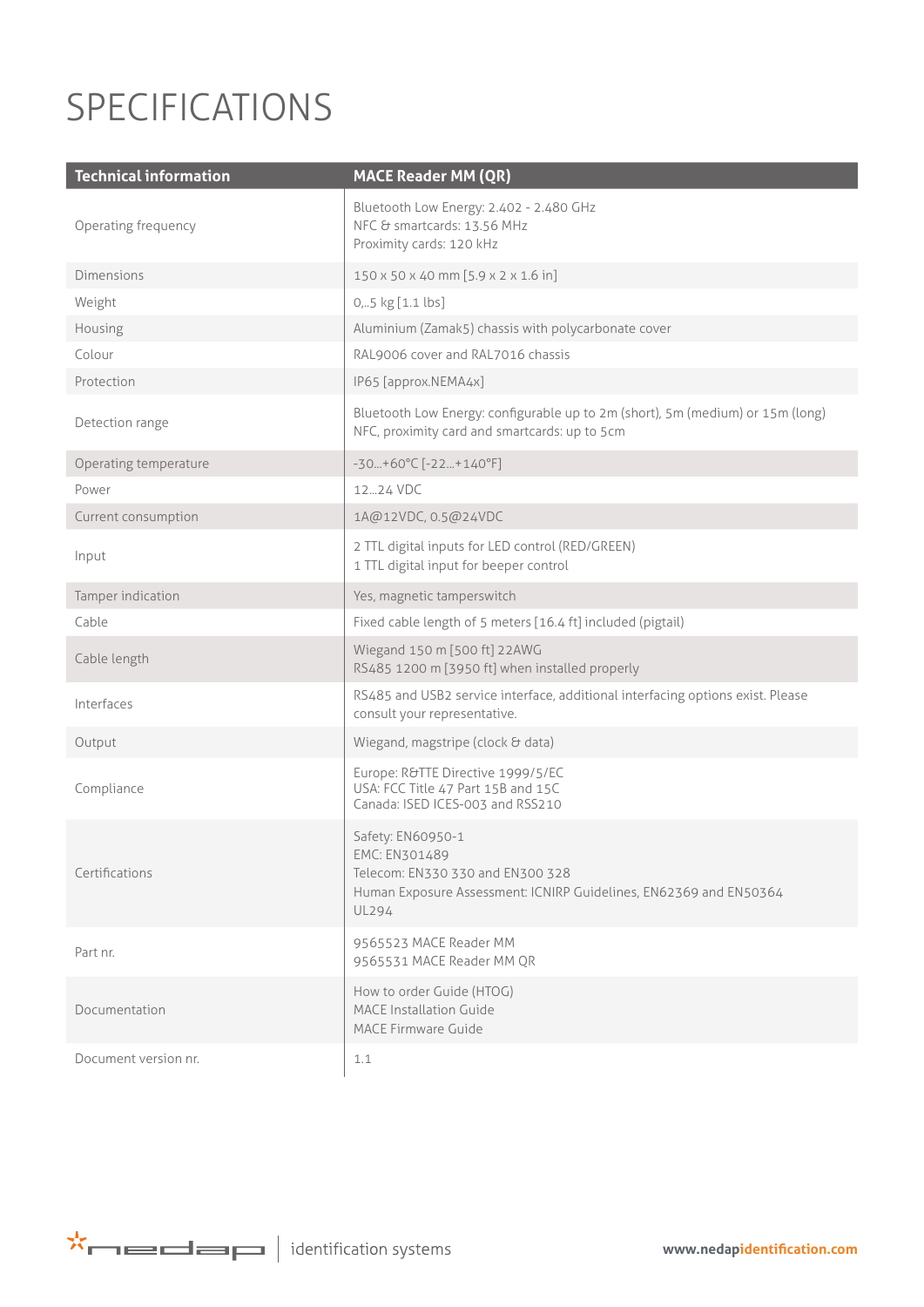# SPECIFICATIONS

| Technical information | MACE Reader MM (QR) |
|---|---|
| Operating frequency | Bluetooth Low Energy: 2.402 - 2.480 GHz<br>NFC & smartcards: 13.56 MHz<br>Proximity cards: 120 kHz |
| Dimensions | 150 x 50 x 40 mm [5.9 x 2 x 1.6 in] |
| Weight | 0,..5 kg [1.1 lbs] |
| Housing | Aluminium (Zamak5) chassis with polycarbonate cover |
| Colour | RAL9006 cover and RAL7016 chassis |
| Protection | IP65 [approx.NEMA4x] |
| Detection range | Bluetooth Low Energy: configurable up to 2m (short), 5m (medium) or 15m (long)<br>NFC, proximity card and smartcards: up to 5cm |
| Operating temperature | -30...+60°C [-22...+140°F] |
| Power | 12...24 VDC |
| Current consumption | 1A@12VDC, 0.5@24VDC |
| Input | 2 TTL digital inputs for LED control (RED/GREEN)<br>1 TTL digital input for beeper control |
| Tamper indication | Yes, magnetic tamperswitch |
| Cable | Fixed cable length of 5 meters [16.4 ft] included (pigtail) |
| Cable length | Wiegand 150 m [500 ft] 22AWG<br>RS485 1200 m [3950 ft] when installed properly |
| Interfaces | RS485 and USB2 service interface, additional interfacing options exist. Please consult your representative. |
| Output | Wiegand, magstripe (clock & data) |
| Compliance | Europe: R&TTE Directive 1999/5/EC<br>USA: FCC Title 47 Part 15B and 15C<br>Canada: ISED ICES-003 and RSS210 |
| Certifications | Safety: EN60950-1<br>EMC: EN301489<br>Telecom: EN330 330 and EN300 328<br>Human Exposure Assessment: ICNIRP Guidelines, EN62369 and EN50364<br>UL294 |
| Part nr. | 9565523 MACE Reader MM<br>9565531 MACE Reader MM QR |
| Documentation | How to order Guide (HTOG)<br>MACE Installation Guide<br>MACE Firmware Guide |
| Document version nr. | 1.1 |

nedap | identification systems

www.nedapidentification.com